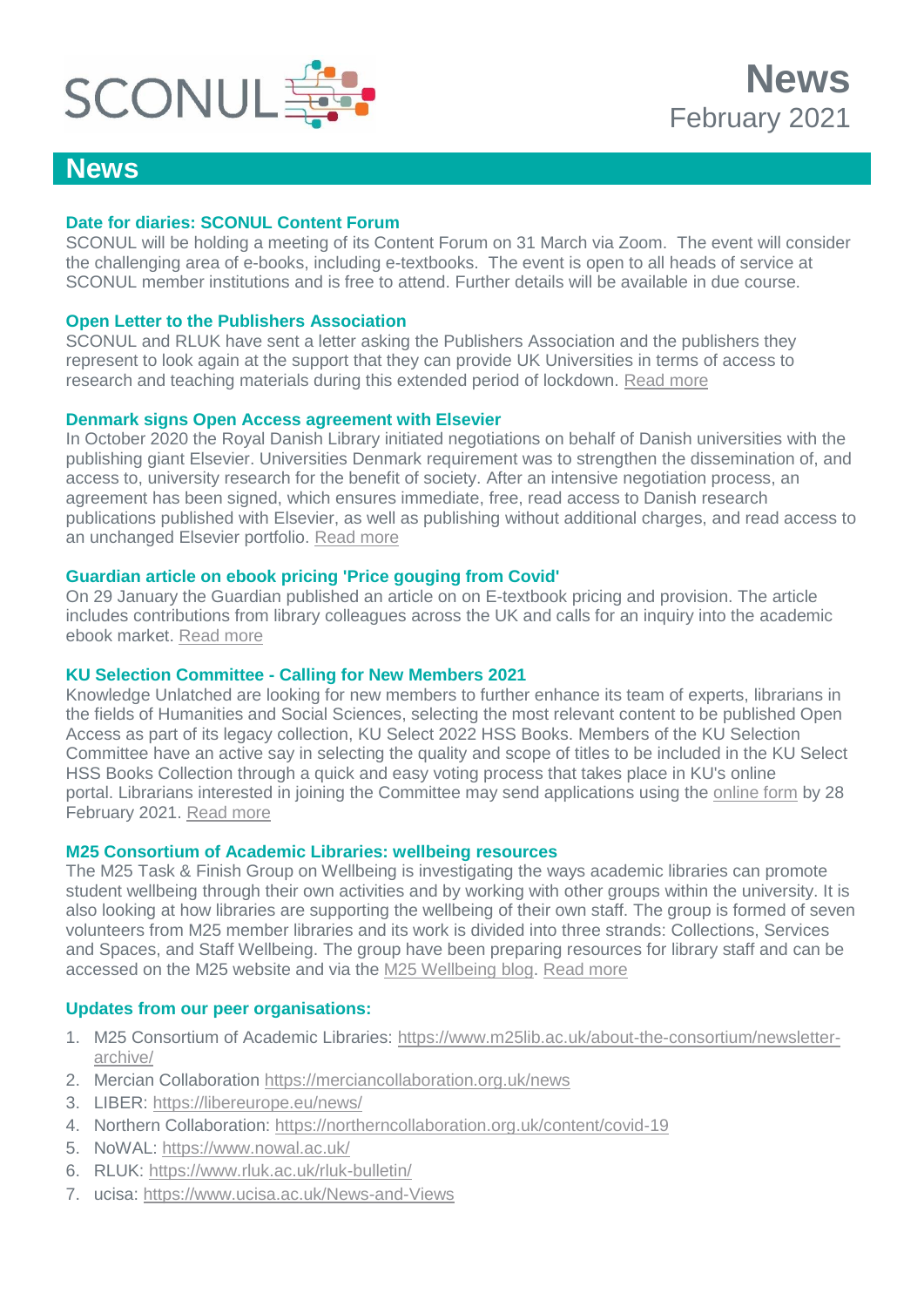SCONUL

# News
February 2021

## News

### Date for diaries: SCONUL Content Forum

SCONUL will be holding a meeting of its Content Forum on 31 March via Zoom. The event will consider the challenging area of e-books, including e-textbooks. The event is open to all heads of service at SCONUL member institutions and is free to attend. Further details will be available in due course.

### Open Letter to the Publishers Association

SCONUL and RLUK have sent a letter asking the Publishers Association and the publishers they represent to look again at the support that they can provide UK Universities in terms of access to research and teaching materials during this extended period of lockdown. Read more

### Denmark signs Open Access agreement with Elsevier

In October 2020 the Royal Danish Library initiated negotiations on behalf of Danish universities with the publishing giant Elsevier. Universities Denmark requirement was to strengthen the dissemination of, and access to, university research for the benefit of society. After an intensive negotiation process, an agreement has been signed, which ensures immediate, free, read access to Danish research publications published with Elsevier, as well as publishing without additional charges, and read access to an unchanged Elsevier portfolio. Read more

### Guardian article on ebook pricing 'Price gouging from Covid'

On 29 January the Guardian published an article on on E-textbook pricing and provision. The article includes contributions from library colleagues across the UK and calls for an inquiry into the academic ebook market. Read more

### KU Selection Committee - Calling for New Members 2021

Knowledge Unlatched are looking for new members to further enhance its team of experts, librarians in the fields of Humanities and Social Sciences, selecting the most relevant content to be published Open Access as part of its legacy collection, KU Select 2022 HSS Books. Members of the KU Selection Committee have an active say in selecting the quality and scope of titles to be included in the KU Select HSS Books Collection through a quick and easy voting process that takes place in KU's online portal. Librarians interested in joining the Committee may send applications using the online form by 28 February 2021. Read more

### M25 Consortium of Academic Libraries: wellbeing resources

The M25 Task & Finish Group on Wellbeing is investigating the ways academic libraries can promote student wellbeing through their own activities and by working with other groups within the university. It is also looking at how libraries are supporting the wellbeing of their own staff. The group is formed of seven volunteers from M25 member libraries and its work is divided into three strands: Collections, Services and Spaces, and Staff Wellbeing. The group have been preparing resources for library staff and can be accessed on the M25 website and via the M25 Wellbeing blog. Read more

### Updates from our peer organisations:

1. M25 Consortium of Academic Libraries: https://www.m25lib.ac.uk/about-the-consortium/newsletter-archive/
2. Mercian Collaboration https://merciancollaboration.org.uk/news
3. LIBER: https://libereurope.eu/news/
4. Northern Collaboration: https://northerncollaboration.org.uk/content/covid-19
5. NoWAL: https://www.nowal.ac.uk/
6. RLUK: https://www.rluk.ac.uk/rluk-bulletin/
7. ucisa: https://www.ucisa.ac.uk/News-and-Views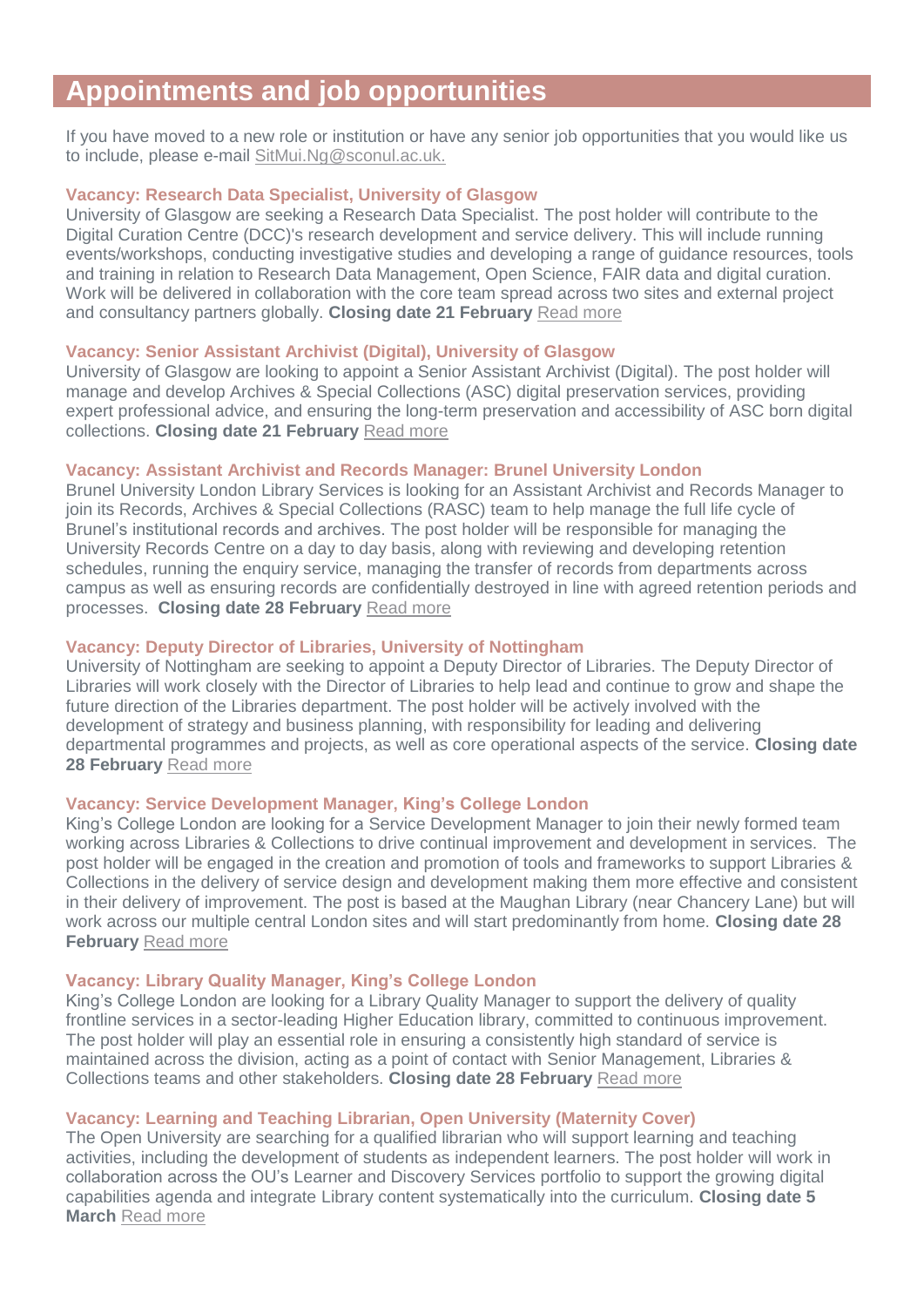# Appointments and job opportunities

If you have moved to a new role or institution or have any senior job opportunities that you would like us to include, please e-mail SitMui.Ng@sconul.ac.uk.

### Vacancy: Research Data Specialist, University of Glasgow

University of Glasgow are seeking a Research Data Specialist. The post holder will contribute to the Digital Curation Centre (DCC)'s research development and service delivery. This will include running events/workshops, conducting investigative studies and developing a range of guidance resources, tools and training in relation to Research Data Management, Open Science, FAIR data and digital curation. Work will be delivered in collaboration with the core team spread across two sites and external project and consultancy partners globally. **Closing date 21 February** Read more

### Vacancy: Senior Assistant Archivist (Digital), University of Glasgow

University of Glasgow are looking to appoint a Senior Assistant Archivist (Digital). The post holder will manage and develop Archives & Special Collections (ASC) digital preservation services, providing expert professional advice, and ensuring the long-term preservation and accessibility of ASC born digital collections. **Closing date 21 February** Read more

### Vacancy: Assistant Archivist and Records Manager: Brunel University London

Brunel University London Library Services is looking for an Assistant Archivist and Records Manager to join its Records, Archives & Special Collections (RASC) team to help manage the full life cycle of Brunel's institutional records and archives. The post holder will be responsible for managing the University Records Centre on a day to day basis, along with reviewing and developing retention schedules, running the enquiry service, managing the transfer of records from departments across campus as well as ensuring records are confidentially destroyed in line with agreed retention periods and processes. **Closing date 28 February** Read more

### Vacancy: Deputy Director of Libraries, University of Nottingham

University of Nottingham are seeking to appoint a Deputy Director of Libraries. The Deputy Director of Libraries will work closely with the Director of Libraries to help lead and continue to grow and shape the future direction of the Libraries department. The post holder will be actively involved with the development of strategy and business planning, with responsibility for leading and delivering departmental programmes and projects, as well as core operational aspects of the service. **Closing date 28 February** Read more

### Vacancy: Service Development Manager, King's College London

King's College London are looking for a Service Development Manager to join their newly formed team working across Libraries & Collections to drive continual improvement and development in services. The post holder will be engaged in the creation and promotion of tools and frameworks to support Libraries & Collections in the delivery of service design and development making them more effective and consistent in their delivery of improvement. The post is based at the Maughan Library (near Chancery Lane) but will work across our multiple central London sites and will start predominantly from home. **Closing date 28 February** Read more

### Vacancy: Library Quality Manager, King's College London

King's College London are looking for a Library Quality Manager to support the delivery of quality frontline services in a sector-leading Higher Education library, committed to continuous improvement. The post holder will play an essential role in ensuring a consistently high standard of service is maintained across the division, acting as a point of contact with Senior Management, Libraries & Collections teams and other stakeholders. **Closing date 28 February** Read more

### Vacancy: Learning and Teaching Librarian, Open University (Maternity Cover)

The Open University are searching for a qualified librarian who will support learning and teaching activities, including the development of students as independent learners. The post holder will work in collaboration across the OU's Learner and Discovery Services portfolio to support the growing digital capabilities agenda and integrate Library content systematically into the curriculum. **Closing date 5 March** Read more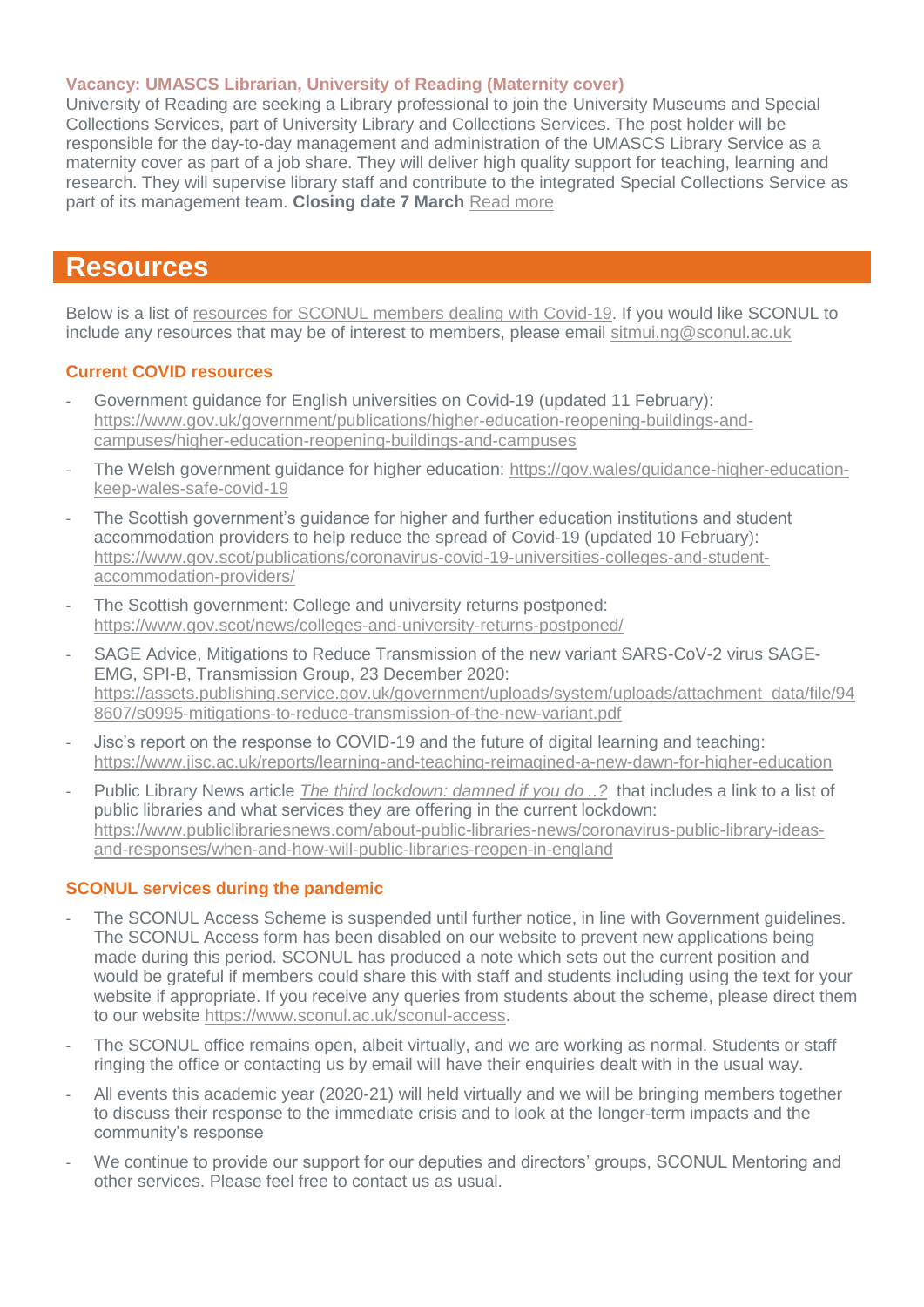**Vacancy: UMASCS Librarian, University of Reading (Maternity cover)**

University of Reading are seeking a Library professional to join the University Museums and Special Collections Services, part of University Library and Collections Services. The post holder will be responsible for the day-to-day management and administration of the UMASCS Library Service as a maternity cover as part of a job share. They will deliver high quality support for teaching, learning and research. They will supervise library staff and contribute to the integrated Special Collections Service as part of its management team. **Closing date 7 March** Read more

# Resources

Below is a list of resources for SCONUL members dealing with Covid-19. If you would like SCONUL to include any resources that may be of interest to members, please email sitmui.ng@sconul.ac.uk

### Current COVID resources

- Government guidance for English universities on Covid-19 (updated 11 February): https://www.gov.uk/government/publications/higher-education-reopening-buildings-and-campuses/higher-education-reopening-buildings-and-campuses
- The Welsh government guidance for higher education: https://gov.wales/guidance-higher-education-keep-wales-safe-covid-19
- The Scottish government's guidance for higher and further education institutions and student accommodation providers to help reduce the spread of Covid-19 (updated 10 February): https://www.gov.scot/publications/coronavirus-covid-19-universities-colleges-and-student-accommodation-providers/
- The Scottish government: College and university returns postponed: https://www.gov.scot/news/colleges-and-university-returns-postponed/
- SAGE Advice, Mitigations to Reduce Transmission of the new variant SARS-CoV-2 virus SAGE-EMG, SPI-B, Transmission Group, 23 December 2020: https://assets.publishing.service.gov.uk/government/uploads/system/uploads/attachment_data/file/948607/s0995-mitigations-to-reduce-transmission-of-the-new-variant.pdf
- Jisc's report on the response to COVID-19 and the future of digital learning and teaching: https://www.jisc.ac.uk/reports/learning-and-teaching-reimagined-a-new-dawn-for-higher-education
- Public Library News article *The third lockdown: damned if you do ..?* that includes a link to a list of public libraries and what services they are offering in the current lockdown: https://www.publiclibrariesnews.com/about-public-libraries-news/coronavirus-public-library-ideas-and-responses/when-and-how-will-public-libraries-reopen-in-england

### SCONUL services during the pandemic

- The SCONUL Access Scheme is suspended until further notice, in line with Government guidelines. The SCONUL Access form has been disabled on our website to prevent new applications being made during this period. SCONUL has produced a note which sets out the current position and would be grateful if members could share this with staff and students including using the text for your website if appropriate. If you receive any queries from students about the scheme, please direct them to our website https://www.sconul.ac.uk/sconul-access.
- The SCONUL office remains open, albeit virtually, and we are working as normal. Students or staff ringing the office or contacting us by email will have their enquiries dealt with in the usual way.
- All events this academic year (2020-21) will held virtually and we will be bringing members together to discuss their response to the immediate crisis and to look at the longer-term impacts and the community's response
- We continue to provide our support for our deputies and directors' groups, SCONUL Mentoring and other services. Please feel free to contact us as usual.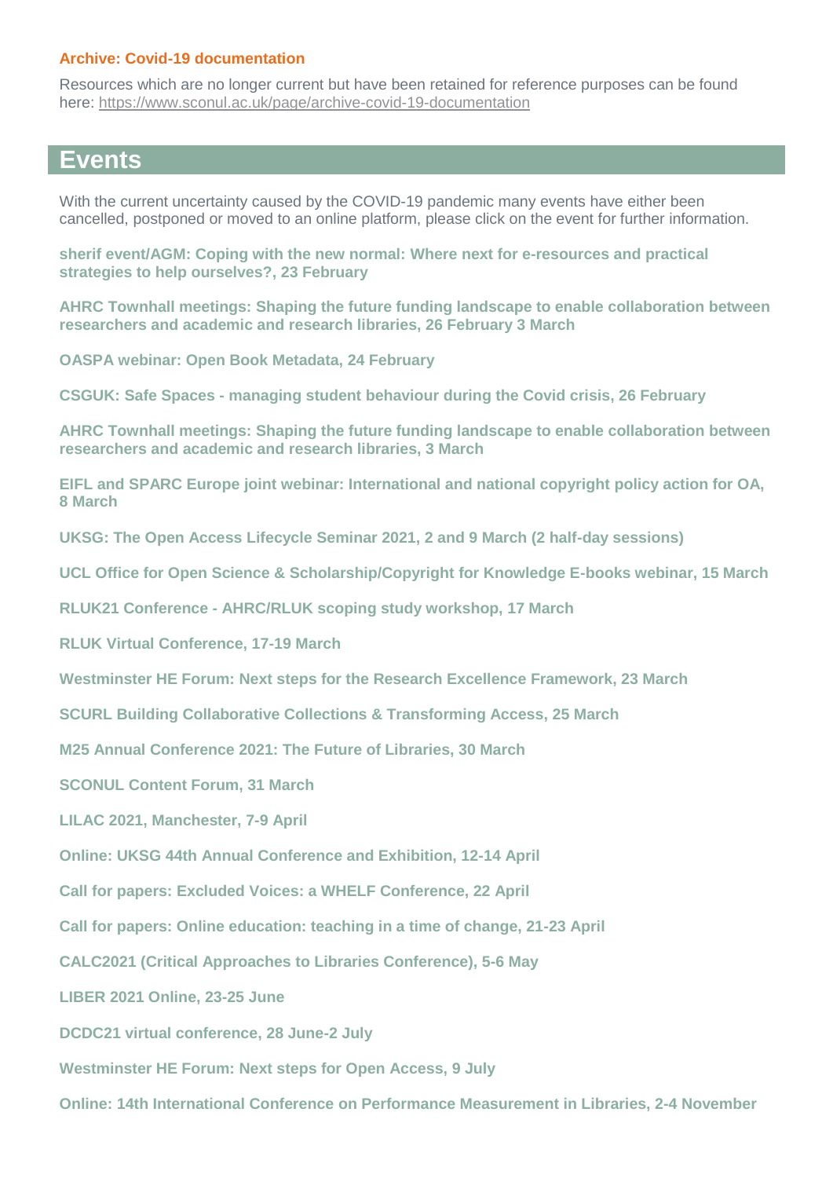**Archive: Covid-19 documentation**

Resources which are no longer current but have been retained for reference purposes can be found here: https://www.sconul.ac.uk/page/archive-covid-19-documentation

## Events

With the current uncertainty caused by the COVID-19 pandemic many events have either been cancelled, postponed or moved to an online platform, please click on the event for further information.

**sherif event/AGM: Coping with the new normal: Where next for e-resources and practical strategies to help ourselves?, 23 February**

**AHRC Townhall meetings: Shaping the future funding landscape to enable collaboration between researchers and academic and research libraries, 26 February 3 March**

**OASPA webinar: Open Book Metadata, 24 February**

**CSGUK: Safe Spaces - managing student behaviour during the Covid crisis, 26 February**

**AHRC Townhall meetings: Shaping the future funding landscape to enable collaboration between researchers and academic and research libraries, 3 March**

**EIFL and SPARC Europe joint webinar: International and national copyright policy action for OA, 8 March**

**UKSG: The Open Access Lifecycle Seminar 2021, 2 and 9 March (2 half-day sessions)**

**UCL Office for Open Science & Scholarship/Copyright for Knowledge E-books webinar, 15 March**

**RLUK21 Conference - AHRC/RLUK scoping study workshop, 17 March**

**RLUK Virtual Conference, 17-19 March**

**Westminster HE Forum: Next steps for the Research Excellence Framework, 23 March**

**SCURL Building Collaborative Collections & Transforming Access, 25 March**

**M25 Annual Conference 2021: The Future of Libraries, 30 March**

**SCONUL Content Forum, 31 March**

**LILAC 2021, Manchester, 7-9 April**

**Online: UKSG 44th Annual Conference and Exhibition, 12-14 April**

**Call for papers: Excluded Voices: a WHELF Conference, 22 April**

**Call for papers: Online education: teaching in a time of change, 21-23 April**

**CALC2021 (Critical Approaches to Libraries Conference), 5-6 May**

**LIBER 2021 Online, 23-25 June**

**DCDC21 virtual conference, 28 June-2 July**

**Westminster HE Forum: Next steps for Open Access, 9 July**

**Online: 14th International Conference on Performance Measurement in Libraries, 2-4 November**